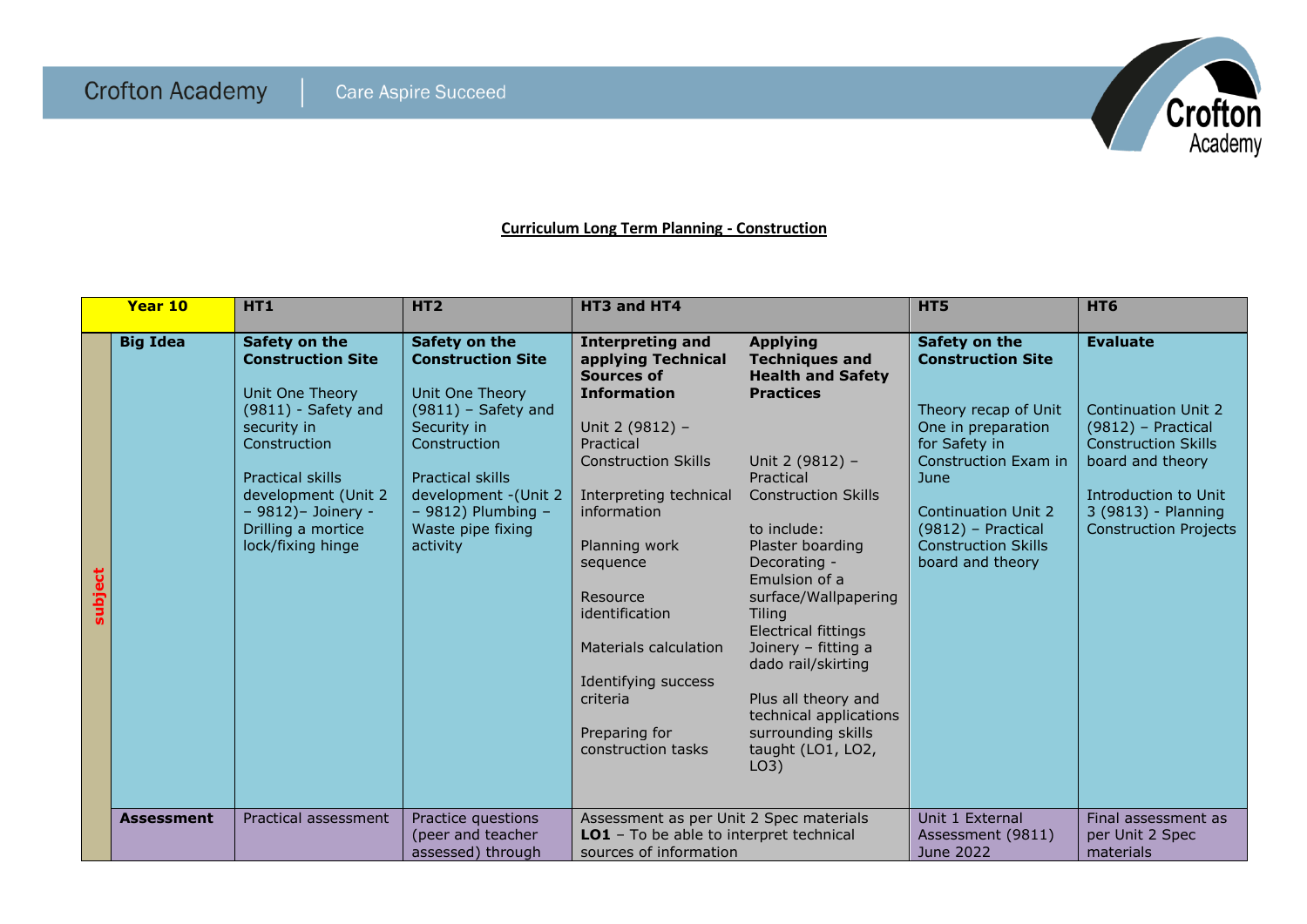**Curriculum Long Term Planning - Construction**

| Year 10 | | HT1 | HT2 | HT3 and HT4 | | HT5 | HT6 |
|---|---|---|---|---|---|---|---|
| subject | **Big Idea** | **Safety on the Construction Site**<br><br>Unit One Theory (9811) - Safety and security in Construction<br><br>Practical skills development (Unit 2 – 9812)– Joinery - Drilling a mortice lock/fixing hinge | **Safety on the Construction Site**<br><br>Unit One Theory (9811) – Safety and Security in Construction<br><br>Practical skills development -(Unit 2 – 9812) Plumbing – Waste pipe fixing activity | **Interpreting and applying Technical Sources of Information**<br><br>Unit 2 (9812) – Practical Construction Skills<br><br>Interpreting technical information<br><br>Planning work sequence<br><br>Resource identification<br><br>Materials calculation<br><br>Identifying success criteria<br><br>Preparing for construction tasks | **Applying Techniques and Health and Safety Practices**<br><br>Unit 2 (9812) – Practical Construction Skills<br><br>to include:<br>Plaster boarding<br>Decorating - Emulsion of a surface/Wallpapering<br>Tiling<br>Electrical fittings<br>Joinery – fitting a dado rail/skirting<br><br>Plus all theory and technical applications surrounding skills taught (LO1, LO2, LO3) | **Safety on the Construction Site**<br><br>Theory recap of Unit One in preparation for Safety in Construction Exam in June<br><br>Continuation Unit 2 (9812) – Practical Construction Skills board and theory | **Evaluate**<br><br>Continuation Unit 2 (9812) – Practical Construction Skills board and theory<br><br>Introduction to Unit 3 (9813) - Planning Construction Projects |
| | **Assessment** | Practical assessment | Practice questions (peer and teacher assessed) through | Assessment as per Unit 2 Spec materials<br>**LO1** – To be able to interpret technical sources of information | | Unit 1 External Assessment (9811) June 2022 | Final assessment as per Unit 2 Spec materials |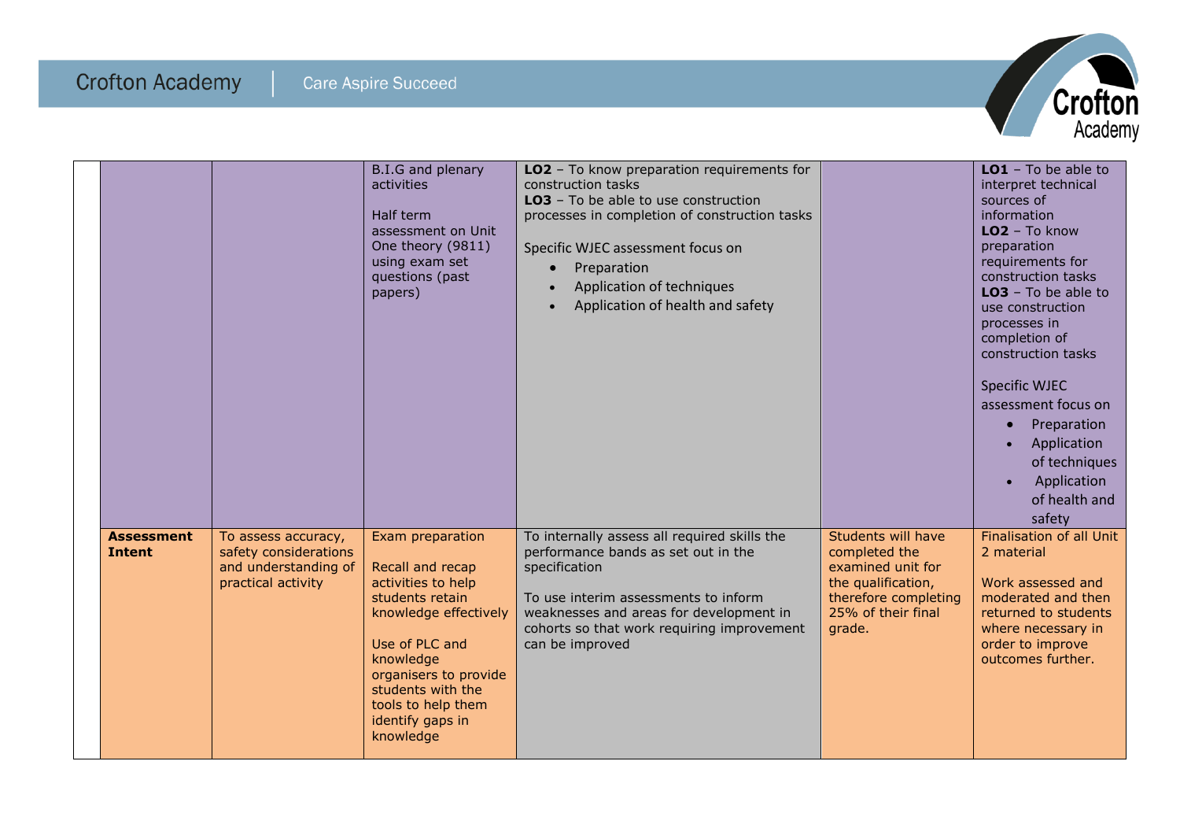| | | | | | | |
|---|---|---|---|---|---|---|
| | | | B.I.G and plenary activities<br><br>Half term assessment on Unit One theory (9811) using exam set questions (past papers) | **LO2** – To know preparation requirements for construction tasks<br>**LO3** – To be able to use construction processes in completion of construction tasks<br><br>Specific WJEC assessment focus on<br>• Preparation<br>• Application of techniques<br>• Application of health and safety | | **LO1** – To be able to interpret technical sources of information<br>**LO2** – To know preparation requirements for construction tasks<br>**LO3** – To be able to use construction processes in completion of construction tasks<br><br>Specific WJEC assessment focus on<br>• Preparation<br>• Application of techniques<br>• Application of health and safety |
| | **Assessment Intent** | To assess accuracy, safety considerations and understanding of practical activity | Exam preparation<br><br>Recall and recap activities to help students retain knowledge effectively<br><br>Use of PLC and knowledge organisers to provide students with the tools to help them identify gaps in knowledge | To internally assess all required skills the performance bands as set out in the specification<br><br>To use interim assessments to inform weaknesses and areas for development in cohorts so that work requiring improvement can be improved | Students will have completed the examined unit for the qualification, therefore completing 25% of their final grade. | Finalisation of all Unit 2 material<br><br>Work assessed and moderated and then returned to students where necessary in order to improve outcomes further. |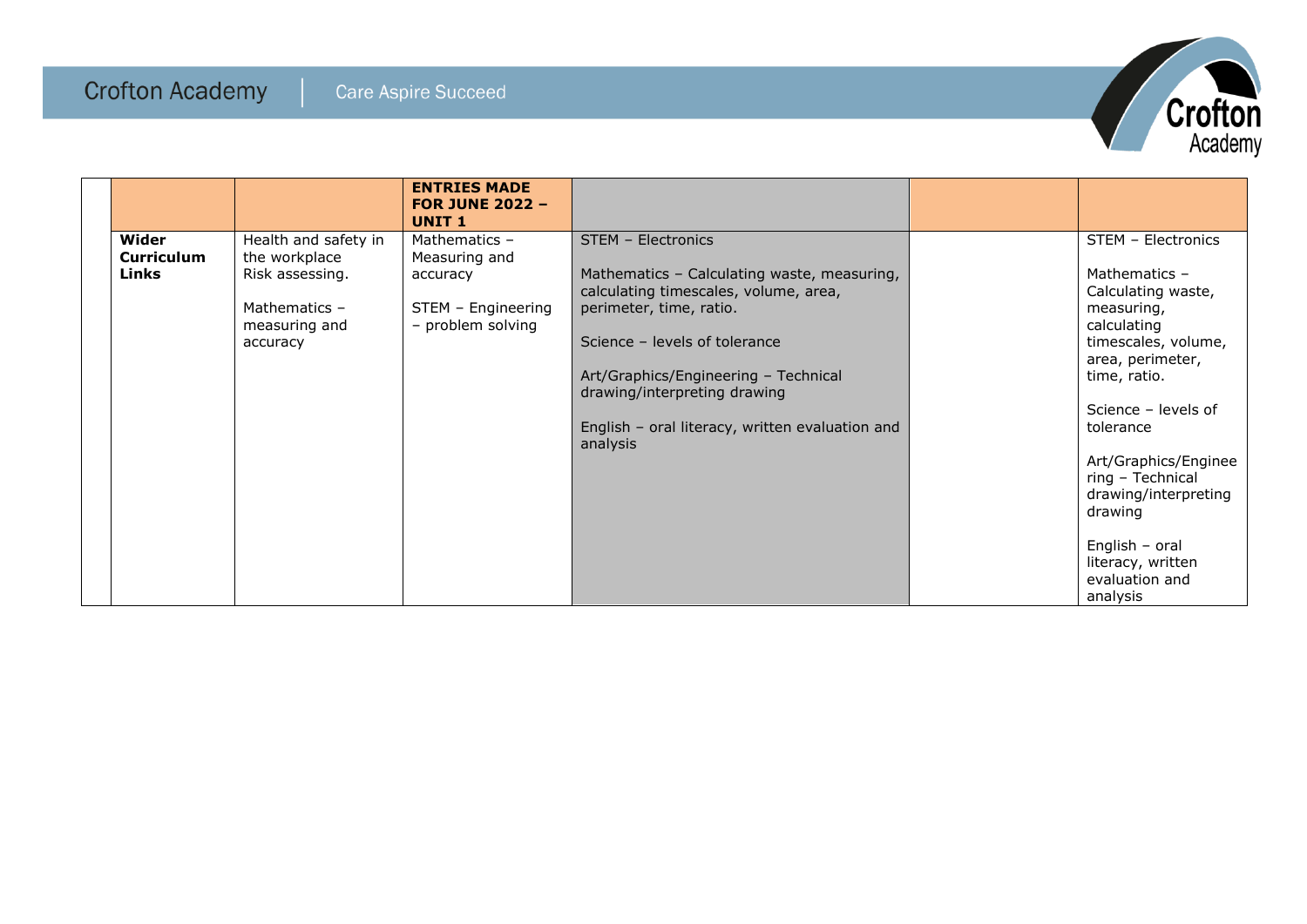| | | | | | | |
|---|---|---|---|---|---|---|
| | | | **ENTRIES MADE FOR JUNE 2022 – UNIT 1** | | | |
| | **Wider Curriculum Links** | Health and safety in the workplace<br>Risk assessing.<br><br>Mathematics – measuring and accuracy | Mathematics – Measuring and accuracy<br><br>STEM – Engineering – problem solving | STEM – Electronics<br><br>Mathematics – Calculating waste, measuring, calculating timescales, volume, area, perimeter, time, ratio.<br><br>Science – levels of tolerance<br><br>Art/Graphics/Engineering – Technical drawing/interpreting drawing<br><br>English – oral literacy, written evaluation and analysis | | STEM – Electronics<br><br>Mathematics – Calculating waste, measuring, calculating timescales, volume, area, perimeter, time, ratio.<br><br>Science – levels of tolerance<br><br>Art/Graphics/Engineering – Technical drawing/interpreting drawing<br><br>English – oral literacy, written evaluation and analysis |